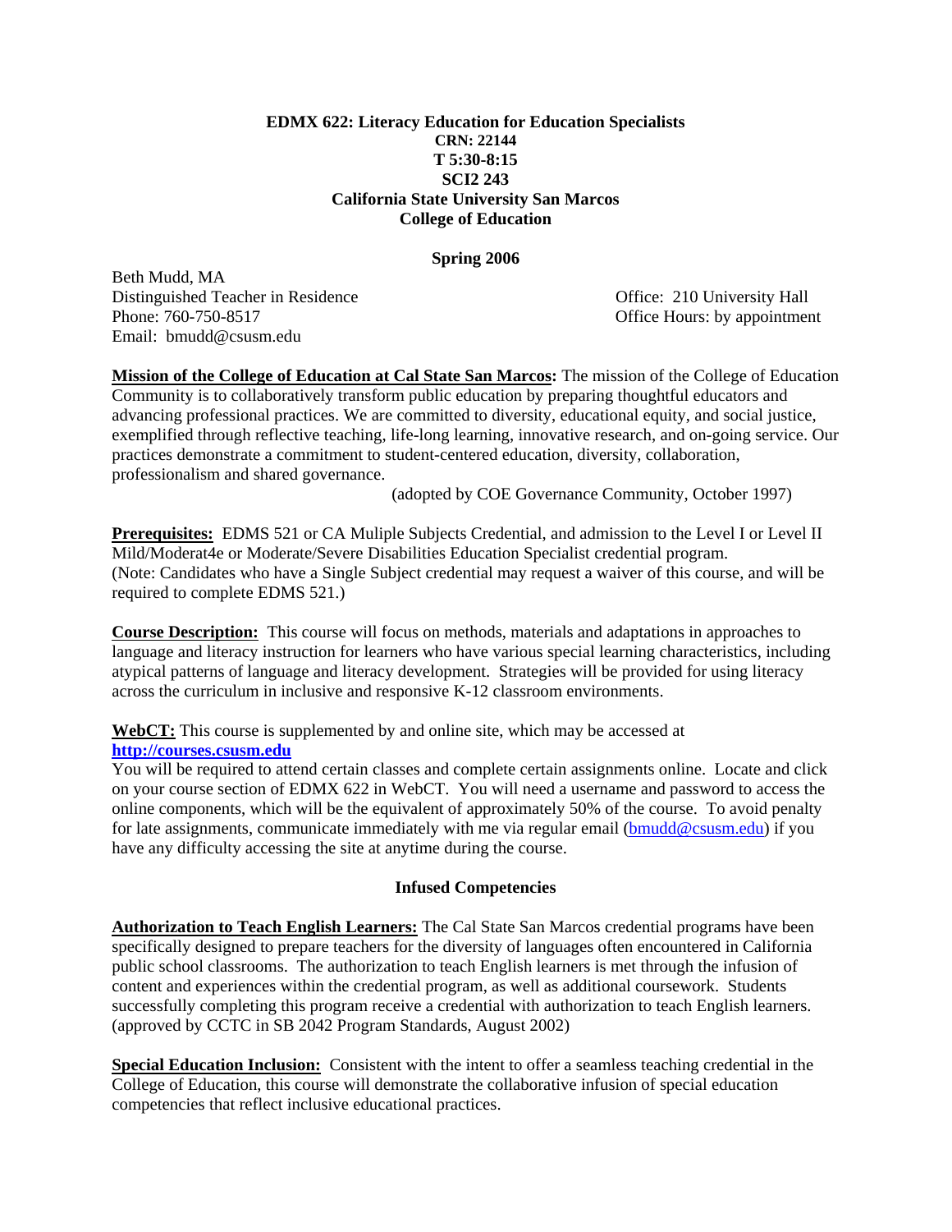**EDMX 622: Literacy Education for Education Specialists**
**CRN: 22144**
**T 5:30-8:15**
**SCI2 243**
**California State University San Marcos**
**College of Education**

**Spring 2006**

Beth Mudd, MA
Distinguished Teacher in Residence
Phone: 760-750-8517
Email: bmudd@csusm.edu

Office: 210 University Hall
Office Hours: by appointment

**Mission of the College of Education at Cal State San Marcos:** The mission of the College of Education Community is to collaboratively transform public education by preparing thoughtful educators and advancing professional practices. We are committed to diversity, educational equity, and social justice, exemplified through reflective teaching, life-long learning, innovative research, and on-going service. Our practices demonstrate a commitment to student-centered education, diversity, collaboration, professionalism and shared governance.

(adopted by COE Governance Community, October 1997)

**Prerequisites:** EDMS 521 or CA Muliple Subjects Credential, and admission to the Level I or Level II Mild/Moderat4e or Moderate/Severe Disabilities Education Specialist credential program. (Note: Candidates who have a Single Subject credential may request a waiver of this course, and will be required to complete EDMS 521.)

**Course Description:** This course will focus on methods, materials and adaptations in approaches to language and literacy instruction for learners who have various special learning characteristics, including atypical patterns of language and literacy development. Strategies will be provided for using literacy across the curriculum in inclusive and responsive K-12 classroom environments.

**WebCT:** This course is supplemented by and online site, which may be accessed at **http://courses.csusm.edu**
You will be required to attend certain classes and complete certain assignments online. Locate and click on your course section of EDMX 622 in WebCT. You will need a username and password to access the online components, which will be the equivalent of approximately 50% of the course. To avoid penalty for late assignments, communicate immediately with me via regular email (bmudd@csusm.edu) if you have any difficulty accessing the site at anytime during the course.

## Infused Competencies

**Authorization to Teach English Learners:** The Cal State San Marcos credential programs have been specifically designed to prepare teachers for the diversity of languages often encountered in California public school classrooms. The authorization to teach English learners is met through the infusion of content and experiences within the credential program, as well as additional coursework. Students successfully completing this program receive a credential with authorization to teach English learners. (approved by CCTC in SB 2042 Program Standards, August 2002)

**Special Education Inclusion:** Consistent with the intent to offer a seamless teaching credential in the College of Education, this course will demonstrate the collaborative infusion of special education competencies that reflect inclusive educational practices.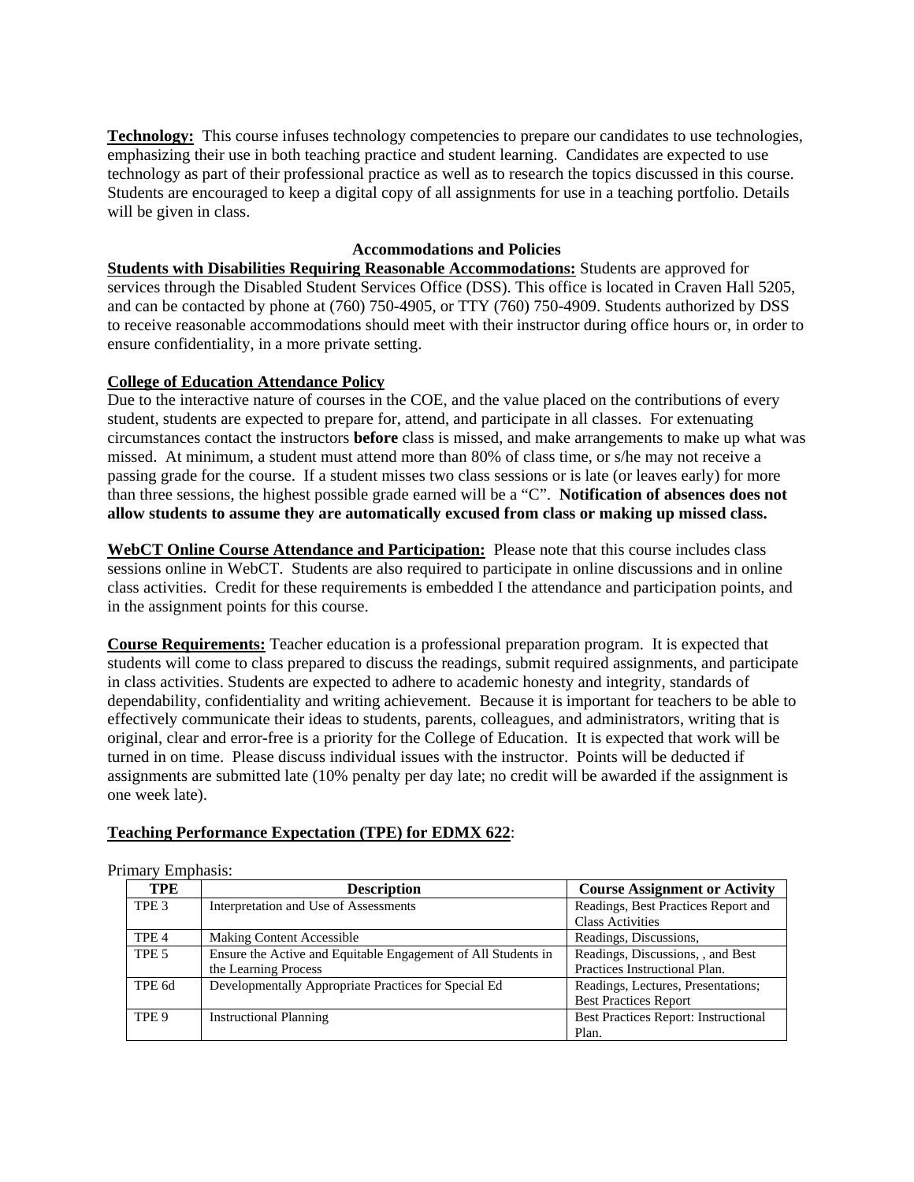**Technology:** This course infuses technology competencies to prepare our candidates to use technologies, emphasizing their use in both teaching practice and student learning. Candidates are expected to use technology as part of their professional practice as well as to research the topics discussed in this course. Students are encouraged to keep a digital copy of all assignments for use in a teaching portfolio. Details will be given in class.

**Accommodations and Policies**

**Students with Disabilities Requiring Reasonable Accommodations:** Students are approved for services through the Disabled Student Services Office (DSS). This office is located in Craven Hall 5205, and can be contacted by phone at (760) 750-4905, or TTY (760) 750-4909. Students authorized by DSS to receive reasonable accommodations should meet with their instructor during office hours or, in order to ensure confidentiality, in a more private setting.

**College of Education Attendance Policy**

Due to the interactive nature of courses in the COE, and the value placed on the contributions of every student, students are expected to prepare for, attend, and participate in all classes. For extenuating circumstances contact the instructors **before** class is missed, and make arrangements to make up what was missed. At minimum, a student must attend more than 80% of class time, or s/he may not receive a passing grade for the course. If a student misses two class sessions or is late (or leaves early) for more than three sessions, the highest possible grade earned will be a "C". **Notification of absences does not allow students to assume they are automatically excused from class or making up missed class.**

**WebCT Online Course Attendance and Participation:** Please note that this course includes class sessions online in WebCT. Students are also required to participate in online discussions and in online class activities. Credit for these requirements is embedded I the attendance and participation points, and in the assignment points for this course.

**Course Requirements:** Teacher education is a professional preparation program. It is expected that students will come to class prepared to discuss the readings, submit required assignments, and participate in class activities. Students are expected to adhere to academic honesty and integrity, standards of dependability, confidentiality and writing achievement. Because it is important for teachers to be able to effectively communicate their ideas to students, parents, colleagues, and administrators, writing that is original, clear and error-free is a priority for the College of Education. It is expected that work will be turned in on time. Please discuss individual issues with the instructor. Points will be deducted if assignments are submitted late (10% penalty per day late; no credit will be awarded if the assignment is one week late).

**Teaching Performance Expectation (TPE) for EDMX 622**:

Primary Emphasis:

| TPE | Description | Course Assignment or Activity |
|---|---|---|
| TPE 3 | Interpretation and Use of Assessments | Readings, Best Practices Report and Class Activities |
| TPE 4 | Making Content Accessible | Readings, Discussions, |
| TPE 5 | Ensure the Active and Equitable Engagement of All Students in the Learning Process | Readings, Discussions, , and Best Practices Instructional Plan. |
| TPE 6d | Developmentally Appropriate Practices for Special Ed | Readings, Lectures, Presentations; Best Practices Report |
| TPE 9 | Instructional Planning | Best Practices Report: Instructional Plan. |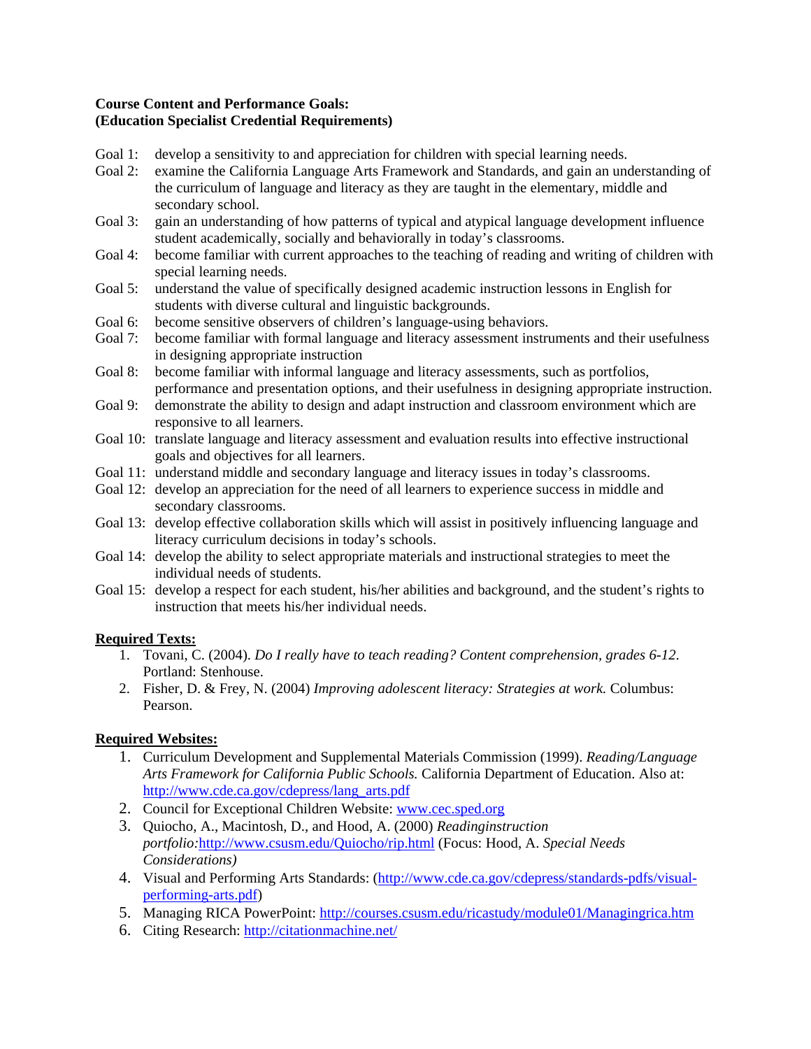**Course Content and Performance Goals:**
**(Education Specialist Credential Requirements)**

Goal 1: develop a sensitivity to and appreciation for children with special learning needs.
Goal 2: examine the California Language Arts Framework and Standards, and gain an understanding of the curriculum of language and literacy as they are taught in the elementary, middle and secondary school.
Goal 3: gain an understanding of how patterns of typical and atypical language development influence student academically, socially and behaviorally in today's classrooms.
Goal 4: become familiar with current approaches to the teaching of reading and writing of children with special learning needs.
Goal 5: understand the value of specifically designed academic instruction lessons in English for students with diverse cultural and linguistic backgrounds.
Goal 6: become sensitive observers of children's language-using behaviors.
Goal 7: become familiar with formal language and literacy assessment instruments and their usefulness in designing appropriate instruction
Goal 8: become familiar with informal language and literacy assessments, such as portfolios, performance and presentation options, and their usefulness in designing appropriate instruction.
Goal 9: demonstrate the ability to design and adapt instruction and classroom environment which are responsive to all learners.
Goal 10: translate language and literacy assessment and evaluation results into effective instructional goals and objectives for all learners.
Goal 11: understand middle and secondary language and literacy issues in today's classrooms.
Goal 12: develop an appreciation for the need of all learners to experience success in middle and secondary classrooms.
Goal 13: develop effective collaboration skills which will assist in positively influencing language and literacy curriculum decisions in today's schools.
Goal 14: develop the ability to select appropriate materials and instructional strategies to meet the individual needs of students.
Goal 15: develop a respect for each student, his/her abilities and background, and the student's rights to instruction that meets his/her individual needs.

**Required Texts:**

1. Tovani, C. (2004). *Do I really have to teach reading? Content comprehension, grades 6-12*. Portland: Stenhouse.
2. Fisher, D. & Frey, N. (2004) *Improving adolescent literacy: Strategies at work.* Columbus: Pearson.

**Required Websites:**

1. Curriculum Development and Supplemental Materials Commission (1999). *Reading/Language Arts Framework for California Public Schools.* California Department of Education. Also at: http://www.cde.ca.gov/cdepress/lang_arts.pdf
2. Council for Exceptional Children Website: www.cec.sped.org
3. Quiocho, A., Macintosh, D., and Hood, A. (2000) *Readinginstruction portfolio:*http://www.csusm.edu/Quiocho/rip.html (Focus: Hood, A. *Special Needs Considerations)*
4. Visual and Performing Arts Standards: (http://www.cde.ca.gov/cdepress/standards-pdfs/visual-performing-arts.pdf)
5. Managing RICA PowerPoint: http://courses.csusm.edu/ricastudy/module01/Managingrica.htm
6. Citing Research: http://citationmachine.net/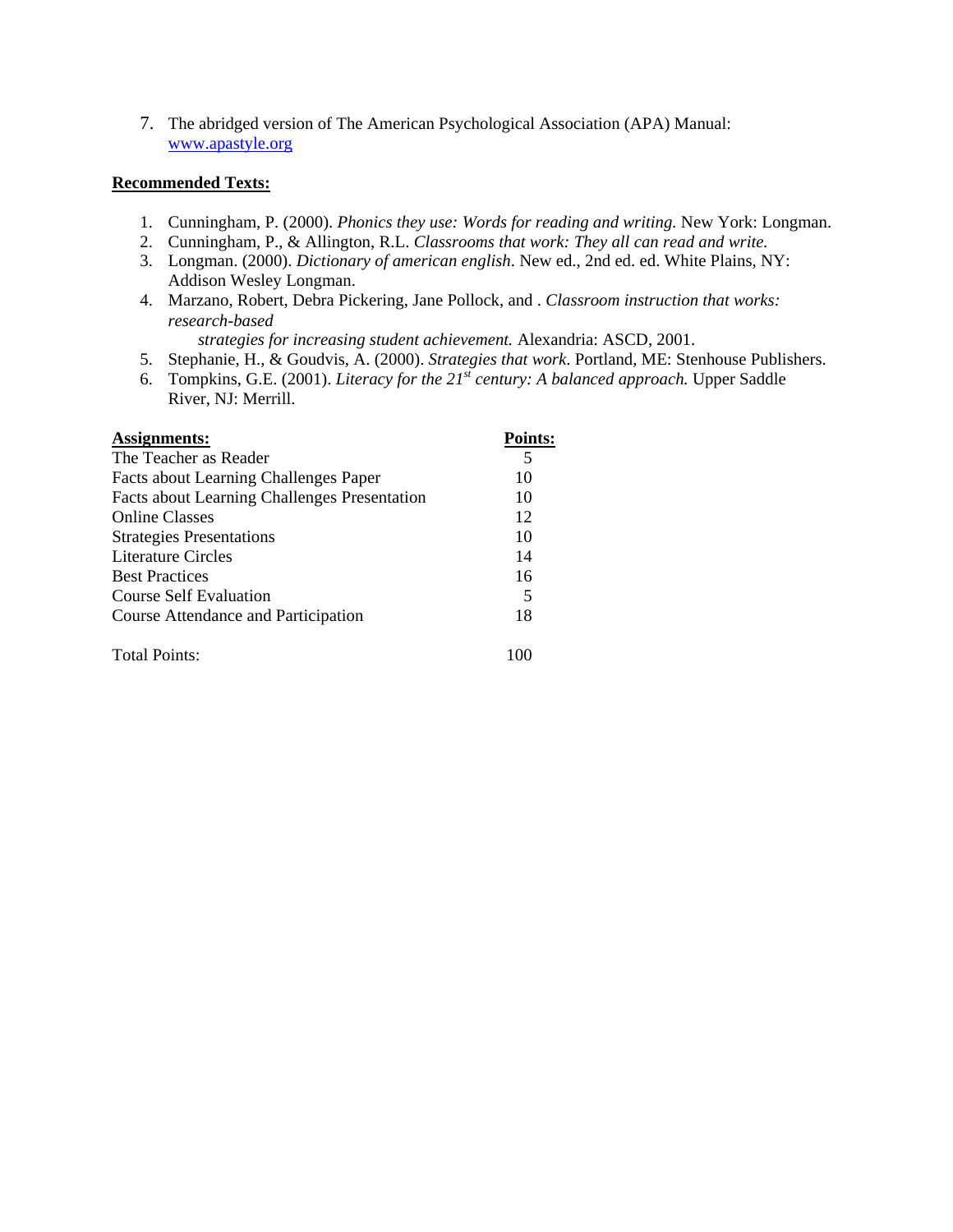7. The abridged version of The American Psychological Association (APA) Manual: [www.apastyle.org](http://www.apastyle.org)

**Recommended Texts:**

1. Cunningham, P. (2000). *Phonics they use: Words for reading and writing.* New York: Longman.
2. Cunningham, P., & Allington, R.L. *Classrooms that work: They all can read and write.*
3. Longman. (2000). *Dictionary of american english*. New ed., 2nd ed. ed. White Plains, NY: Addison Wesley Longman.
4. Marzano, Robert, Debra Pickering, Jane Pollock, and . *Classroom instruction that works: research-based strategies for increasing student achievement.* Alexandria: ASCD, 2001.
5. Stephanie, H., & Goudvis, A. (2000). *Strategies that work*. Portland, ME: Stenhouse Publishers.
6. Tompkins, G.E. (2001). *Literacy for the 21st century: A balanced approach.* Upper Saddle River, NJ: Merrill.

| **Assignments:** | **Points:** |
|---|---|
| The Teacher as Reader | 5 |
| Facts about Learning Challenges Paper | 10 |
| Facts about Learning Challenges Presentation | 10 |
| Online Classes | 12 |
| Strategies Presentations | 10 |
| Literature Circles | 14 |
| Best Practices | 16 |
| Course Self Evaluation | 5 |
| Course Attendance and Participation | 18 |
| | |
| Total Points: | 100 |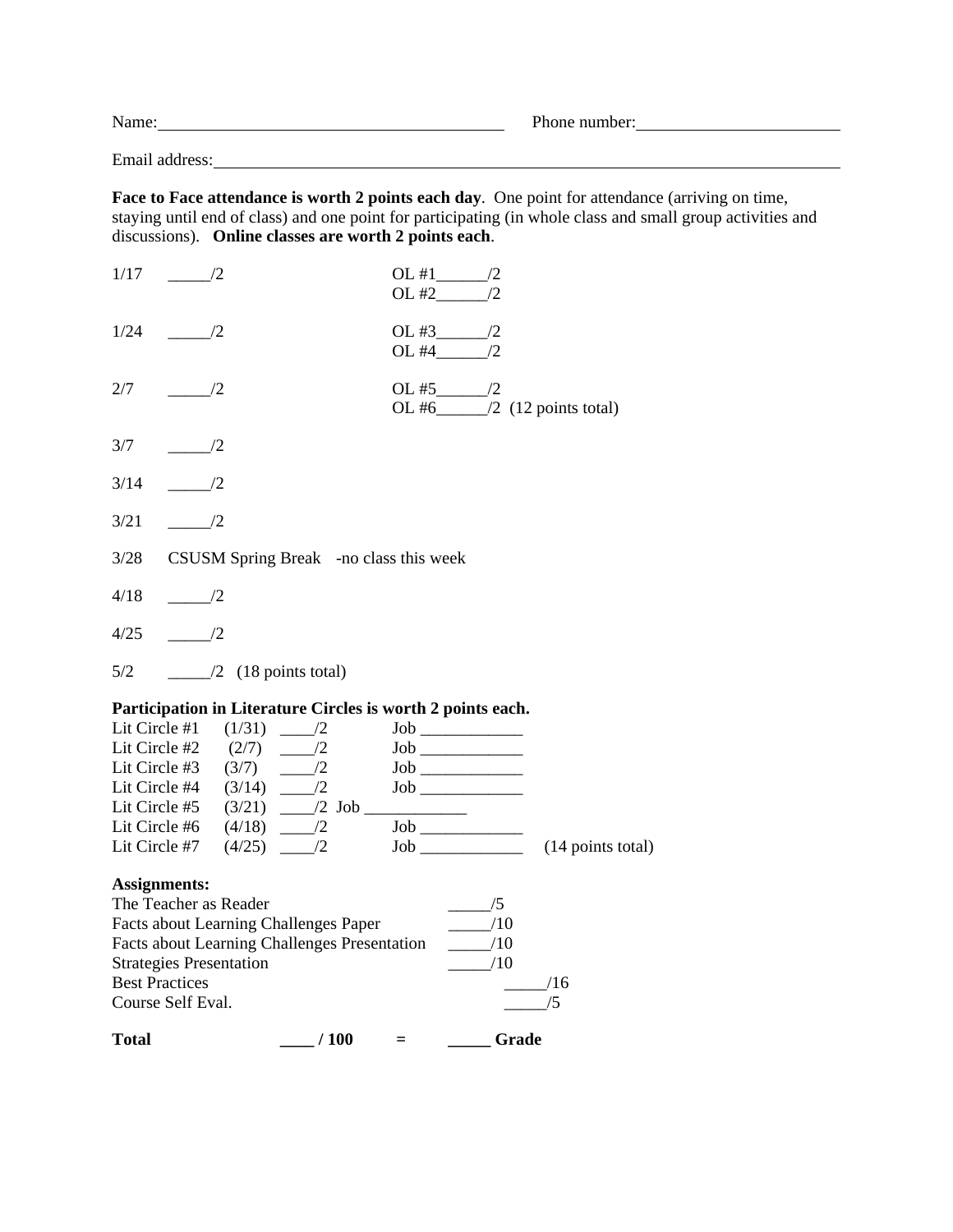Name:______________________________ Phone number:__________________

Email address:________________________________________________

**Face to Face attendance is worth 2 points each day**. One point for attendance (arriving on time, staying until end of class) and one point for participating (in whole class and small group activities and discussions). **Online classes are worth 2 points each**.

| | | |
|---|---|---|
| 1/17 | _____/2 | OL #1______/2<br>OL #2______/2 |
| 1/24 | _____/2 | OL #3______/2<br>OL #4______/2 |
| 2/7 | _____/2 | OL #5______/2<br>OL #6______/2 (12 points total) |
| 3/7 | _____/2 | |
| 3/14 | _____/2 | |
| 3/21 | _____/2 | |
| 3/28 | CSUSM Spring Break -no class this week | |
| 4/18 | _____/2 | |
| 4/25 | _____/2 | |
| 5/2 | _____/2 (18 points total) | |

**Participation in Literature Circles is worth 2 points each.**

| | | | | |
|---|---|---|---|---|
| Lit Circle #1 | (1/31) | ____/2 | Job ____________ | |
| Lit Circle #2 | (2/7) | ____/2 | Job ____________ | |
| Lit Circle #3 | (3/7) | ____/2 | Job ____________ | |
| Lit Circle #4 | (3/14) | ____/2 | Job ____________ | |
| Lit Circle #5 | (3/21) | ____/2 | Job ____________ | |
| Lit Circle #6 | (4/18) | ____/2 | Job ____________ | |
| Lit Circle #7 | (4/25) | ____/2 | Job ____________ | (14 points total) |

**Assignments:**

| | |
|---|---|
| The Teacher as Reader | _____/5 |
| Facts about Learning Challenges Paper | _____/10 |
| Facts about Learning Challenges Presentation | _____/10 |
| Strategies Presentation | _____/10 |
| Best Practices | _____/16 |
| Course Self Eval. | _____/5 |

**Total ____ / 100 = _____ Grade**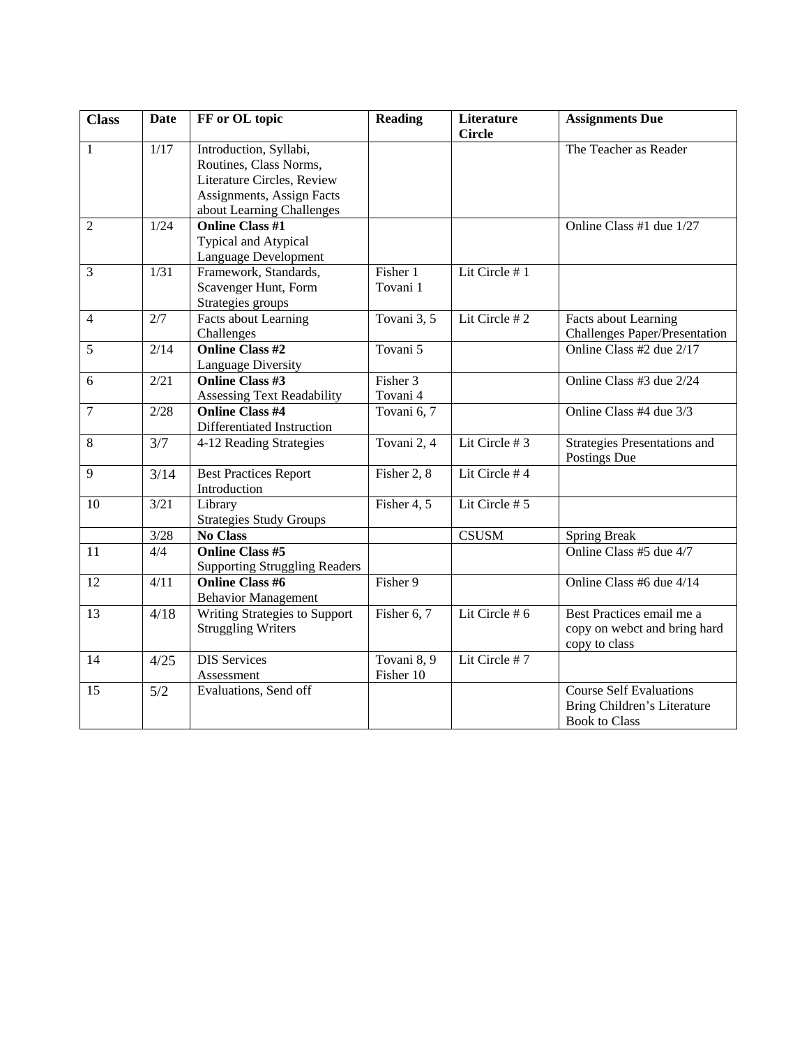| Class | Date | FF or OL topic | Reading | Literature Circle | Assignments Due |
|---|---|---|---|---|---|
| 1 | 1/17 | Introduction, Syllabi, Routines, Class Norms, Literature Circles, Review Assignments, Assign Facts about Learning Challenges | | | The Teacher as Reader |
| 2 | 1/24 | **Online Class #1** Typical and Atypical Language Development | | | Online Class #1 due 1/27 |
| 3 | 1/31 | Framework, Standards, Scavenger Hunt, Form Strategies groups | Fisher 1 Tovani 1 | Lit Circle # 1 | |
| 4 | 2/7 | Facts about Learning Challenges | Tovani 3, 5 | Lit Circle # 2 | Facts about Learning Challenges Paper/Presentation |
| 5 | 2/14 | **Online Class #2** Language Diversity | Tovani 5 | | Online Class #2 due 2/17 |
| 6 | 2/21 | **Online Class #3** Assessing Text Readability | Fisher 3 Tovani 4 | | Online Class #3 due 2/24 |
| 7 | 2/28 | **Online Class #4** Differentiated Instruction | Tovani 6, 7 | | Online Class #4 due 3/3 |
| 8 | 3/7 | 4-12 Reading Strategies | Tovani 2, 4 | Lit Circle # 3 | Strategies Presentations and Postings Due |
| 9 | 3/14 | Best Practices Report Introduction | Fisher 2, 8 | Lit Circle # 4 | |
| 10 | 3/21 | Library Strategies Study Groups | Fisher 4, 5 | Lit Circle # 5 | |
| | 3/28 | **No Class** | | CSUSM | Spring Break |
| 11 | 4/4 | **Online Class #5** Supporting Struggling Readers | | | Online Class #5 due 4/7 |
| 12 | 4/11 | **Online Class #6** Behavior Management | Fisher 9 | | Online Class #6 due 4/14 |
| 13 | 4/18 | Writing Strategies to Support Struggling Writers | Fisher 6, 7 | Lit Circle # 6 | Best Practices email me a copy on webct and bring hard copy to class |
| 14 | 4/25 | DIS Services Assessment | Tovani 8, 9 Fisher 10 | Lit Circle # 7 | |
| 15 | 5/2 | Evaluations, Send off | | | Course Self Evaluations Bring Children's Literature Book to Class |